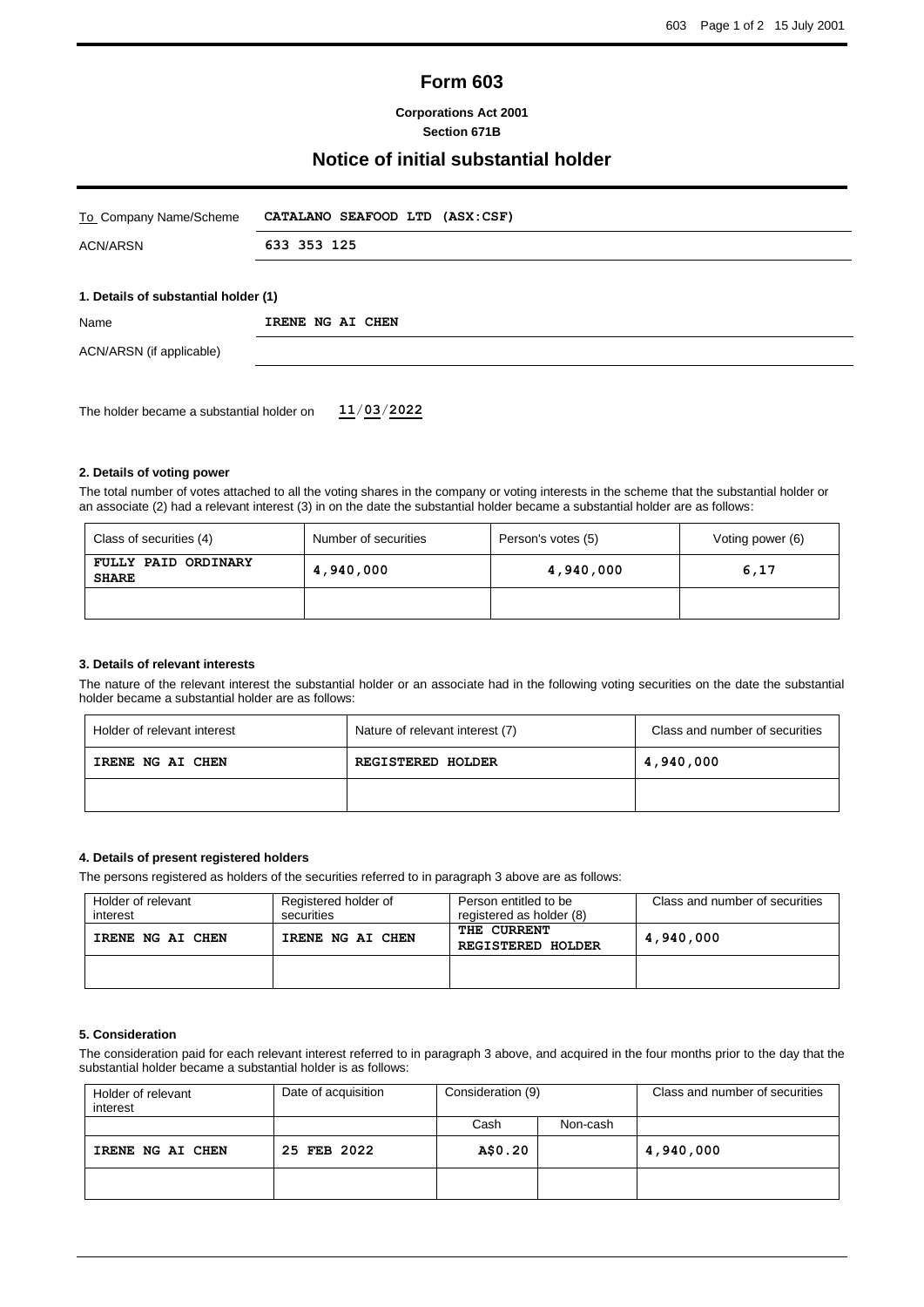# Form 603

**Corporations Act 2001**
**Section 671B**

## Notice of initial substantial holder

| | |
|---|---|
| To Company Name/Scheme | **CATALANO SEAFOOD LTD (ASX:CSF)** |
| ACN/ARSN | **633 353 125** |

### 1. Details of substantial holder (1)

| | |
|---|---|
| Name | **IRENE NG AI CHEN** |
| ACN/ARSN (if applicable) | |

The holder became a substantial holder on **11/03/2022**

### 2. Details of voting power

The total number of votes attached to all the voting shares in the company or voting interests in the scheme that the substantial holder or an associate (2) had a relevant interest (3) in on the date the substantial holder became a substantial holder are as follows:

| Class of securities (4) | Number of securities | Person's votes (5) | Voting power (6) |
|---|---|---|---|
| **FULLY PAID ORDINARY SHARE** | **4,940,000** | **4,940,000** | **6,17** |
| | | | |

### 3. Details of relevant interests

The nature of the relevant interest the substantial holder or an associate had in the following voting securities on the date the substantial holder became a substantial holder are as follows:

| Holder of relevant interest | Nature of relevant interest (7) | Class and number of securities |
|---|---|---|
| **IRENE NG AI CHEN** | **REGISTERED HOLDER** | **4,940,000** |
| | | |

### 4. Details of present registered holders

The persons registered as holders of the securities referred to in paragraph 3 above are as follows:

| Holder of relevant interest | Registered holder of securities | Person entitled to be registered as holder (8) | Class and number of securities |
|---|---|---|---|
| **IRENE NG AI CHEN** | **IRENE NG AI CHEN** | **THE CURRENT REGISTERED HOLDER** | **4,940,000** |
| | | | |

### 5. Consideration

The consideration paid for each relevant interest referred to in paragraph 3 above, and acquired in the four months prior to the day that the substantial holder became a substantial holder is as follows:

| Holder of relevant interest | Date of acquisition | Consideration (9) | | Class and number of securities |
|---|---|---|---|---|
| | | Cash | Non-cash | |
| **IRENE NG AI CHEN** | **25 FEB 2022** | **A$0.20** | | **4,940,000** |
| | | | | |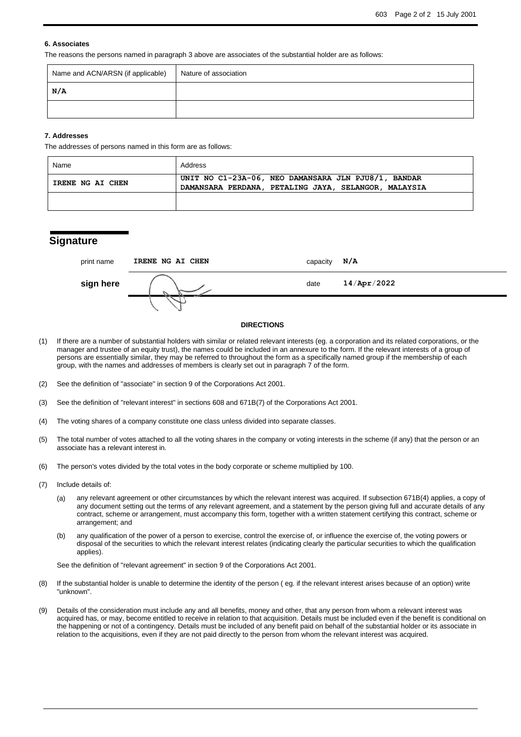## 6. Associates

The reasons the persons named in paragraph 3 above are associates of the substantial holder are as follows:

| Name and ACN/ARSN (if applicable) | Nature of association |
| --- | --- |
| N/A | |
| | |

## 7. Addresses

The addresses of persons named in this form are as follows:

| Name | Address |
| --- | --- |
| IRENE NG AI CHEN | UNIT NO C1-23A-06, NEO DAMANSARA JLN PJU8/1, BANDAR DAMANSARA PERDANA, PETALING JAYA, SELANGOR, MALAYSIA |
| | |

# Signature

| | | | |
| --- | --- | --- | --- |
| print name | IRENE NG AI CHEN | capacity | N/A |
| **sign here** | | date | 14/Apr/2022 |

### DIRECTIONS

(1) If there are a number of substantial holders with similar or related relevant interests (eg. a corporation and its related corporations, or the manager and trustee of an equity trust), the names could be included in an annexure to the form. If the relevant interests of a group of persons are essentially similar, they may be referred to throughout the form as a specifically named group if the membership of each group, with the names and addresses of members is clearly set out in paragraph 7 of the form.

(2) See the definition of "associate" in section 9 of the Corporations Act 2001.

(3) See the definition of "relevant interest" in sections 608 and 671B(7) of the Corporations Act 2001.

(4) The voting shares of a company constitute one class unless divided into separate classes.

(5) The total number of votes attached to all the voting shares in the company or voting interests in the scheme (if any) that the person or an associate has a relevant interest in.

(6) The person's votes divided by the total votes in the body corporate or scheme multiplied by 100.

(7) Include details of:

(a) any relevant agreement or other circumstances by which the relevant interest was acquired. If subsection 671B(4) applies, a copy of any document setting out the terms of any relevant agreement, and a statement by the person giving full and accurate details of any contract, scheme or arrangement, must accompany this form, together with a written statement certifying this contract, scheme or arrangement; and

(b) any qualification of the power of a person to exercise, control the exercise of, or influence the exercise of, the voting powers or disposal of the securities to which the relevant interest relates (indicating clearly the particular securities to which the qualification applies).

See the definition of "relevant agreement" in section 9 of the Corporations Act 2001.

(8) If the substantial holder is unable to determine the identity of the person ( eg. if the relevant interest arises because of an option) write "unknown".

(9) Details of the consideration must include any and all benefits, money and other, that any person from whom a relevant interest was acquired has, or may, become entitled to receive in relation to that acquisition. Details must be included even if the benefit is conditional on the happening or not of a contingency. Details must be included of any benefit paid on behalf of the substantial holder or its associate in relation to the acquisitions, even if they are not paid directly to the person from whom the relevant interest was acquired.